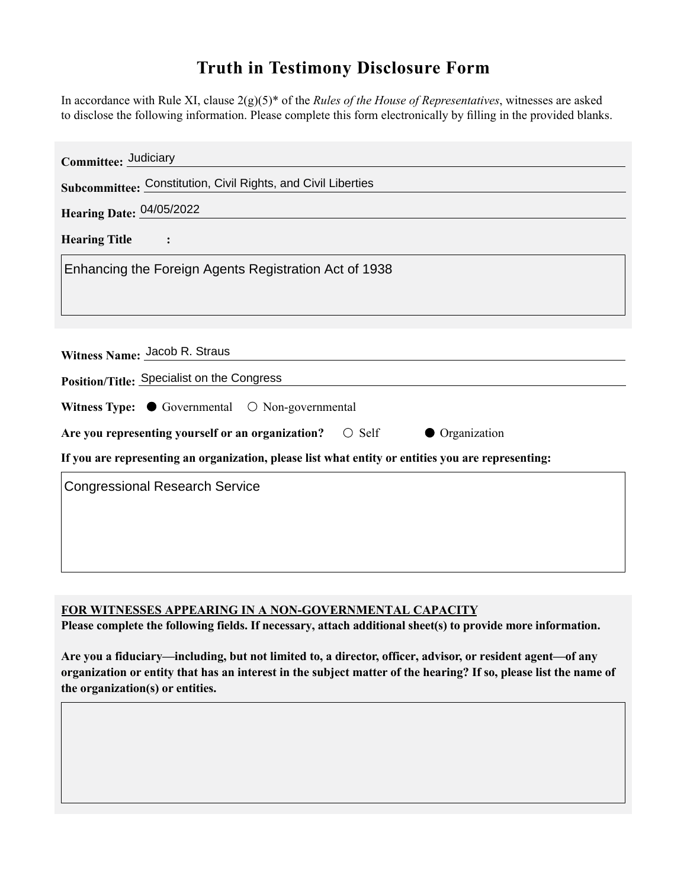# Truth in Testimony Disclosure Form

In accordance with Rule XI, clause 2(g)(5)* of the *Rules of the House of Representatives*, witnesses are asked to disclose the following information. Please complete this form electronically by filling in the provided blanks.

**Committee:** Judiciary

**Subcommittee:** Constitution, Civil Rights, and Civil Liberties

**Hearing Date:** 04/05/2022

**Hearing Title:**

Enhancing the Foreign Agents Registration Act of 1938

**Witness Name:** Jacob R. Straus

**Position/Title:** Specialist on the Congress

**Witness Type:** ● Governmental ○ Non-governmental

**Are you representing yourself or an organization?** ○ Self ● Organization

**If you are representing an organization, please list what entity or entities you are representing:**

Congressional Research Service

**FOR WITNESSES APPEARING IN A NON-GOVERNMENTAL CAPACITY**

**Please complete the following fields. If necessary, attach additional sheet(s) to provide more information.**

**Are you a fiduciary—including, but not limited to, a director, officer, advisor, or resident agent—of any organization or entity that has an interest in the subject matter of the hearing? If so, please list the name of the organization(s) or entities.**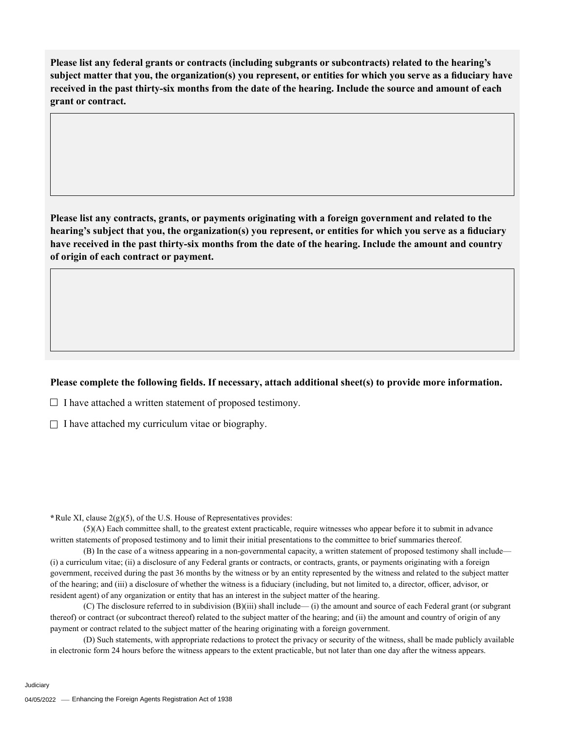**Please list any federal grants or contracts (including subgrants or subcontracts) related to the hearing's subject matter that you, the organization(s) you represent, or entities for which you serve as a fiduciary have received in the past thirty-six months from the date of the hearing. Include the source and amount of each grant or contract.**

**Please list any contracts, grants, or payments originating with a foreign government and related to the hearing's subject that you, the organization(s) you represent, or entities for which you serve as a fiduciary have received in the past thirty-six months from the date of the hearing. Include the amount and country of origin of each contract or payment.**

**Please complete the following fields. If necessary, attach additional sheet(s) to provide more information.**

- ☐ I have attached a written statement of proposed testimony.
- ☐ I have attached my curriculum vitae or biography.

**\***Rule XI, clause 2(g)(5), of the U.S. House of Representatives provides:

(5)(A) Each committee shall, to the greatest extent practicable, require witnesses who appear before it to submit in advance written statements of proposed testimony and to limit their initial presentations to the committee to brief summaries thereof.

(B) In the case of a witness appearing in a non-governmental capacity, a written statement of proposed testimony shall include— (i) a curriculum vitae; (ii) a disclosure of any Federal grants or contracts, or contracts, grants, or payments originating with a foreign government, received during the past 36 months by the witness or by an entity represented by the witness and related to the subject matter of the hearing; and (iii) a disclosure of whether the witness is a fiduciary (including, but not limited to, a director, officer, advisor, or resident agent) of any organization or entity that has an interest in the subject matter of the hearing.

(C) The disclosure referred to in subdivision (B)(iii) shall include— (i) the amount and source of each Federal grant (or subgrant thereof) or contract (or subcontract thereof) related to the subject matter of the hearing; and (ii) the amount and country of origin of any payment or contract related to the subject matter of the hearing originating with a foreign government.

(D) Such statements, with appropriate redactions to protect the privacy or security of the witness, shall be made publicly available in electronic form 24 hours before the witness appears to the extent practicable, but not later than one day after the witness appears.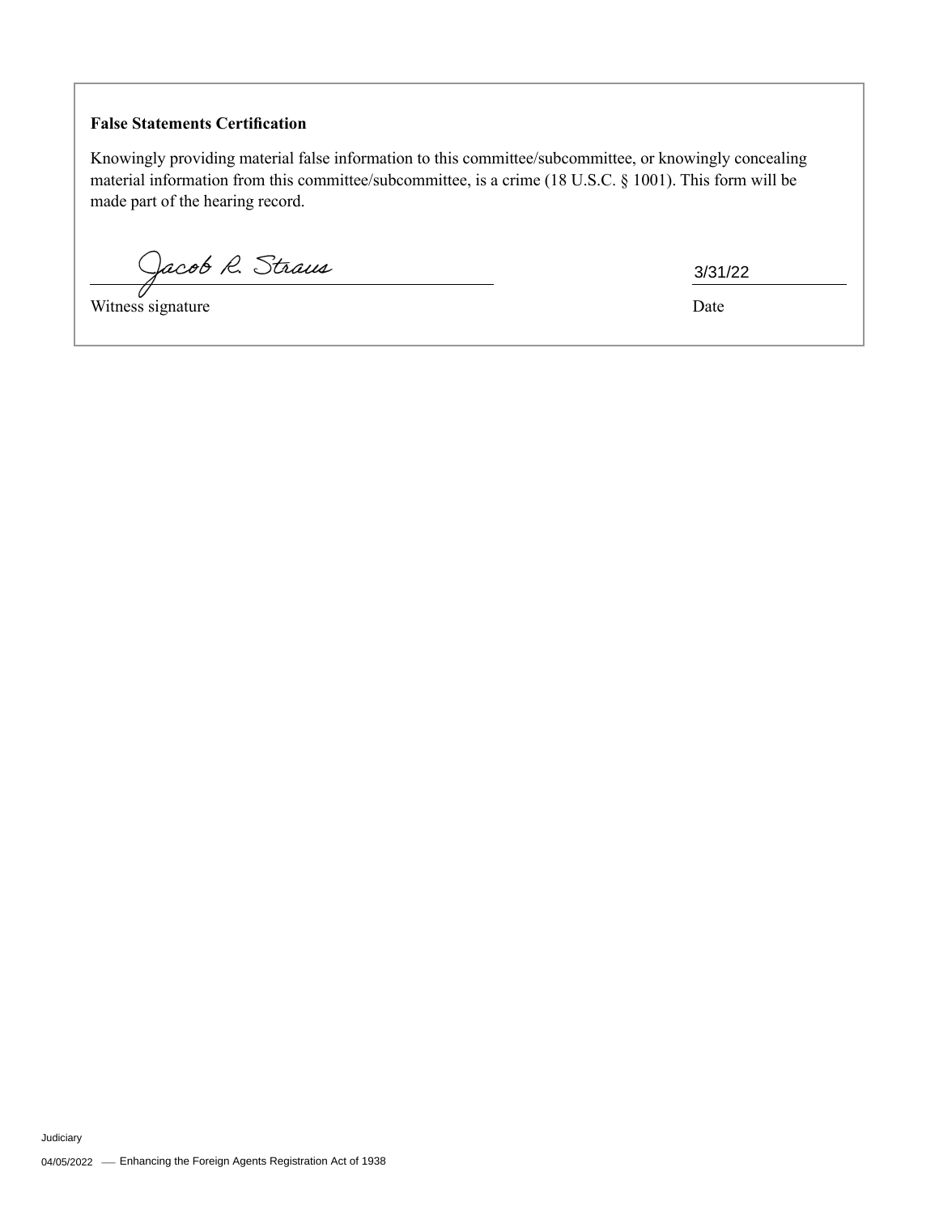**False Statements Certification**

Knowingly providing material false information to this committee/subcommittee, or knowingly concealing material information from this committee/subcommittee, is a crime (18 U.S.C. § 1001). This form will be made part of the hearing record.

Jacob R. Straus

Witness signature

3/31/22

Date

Judiciary

04/05/2022 — Enhancing the Foreign Agents Registration Act of 1938